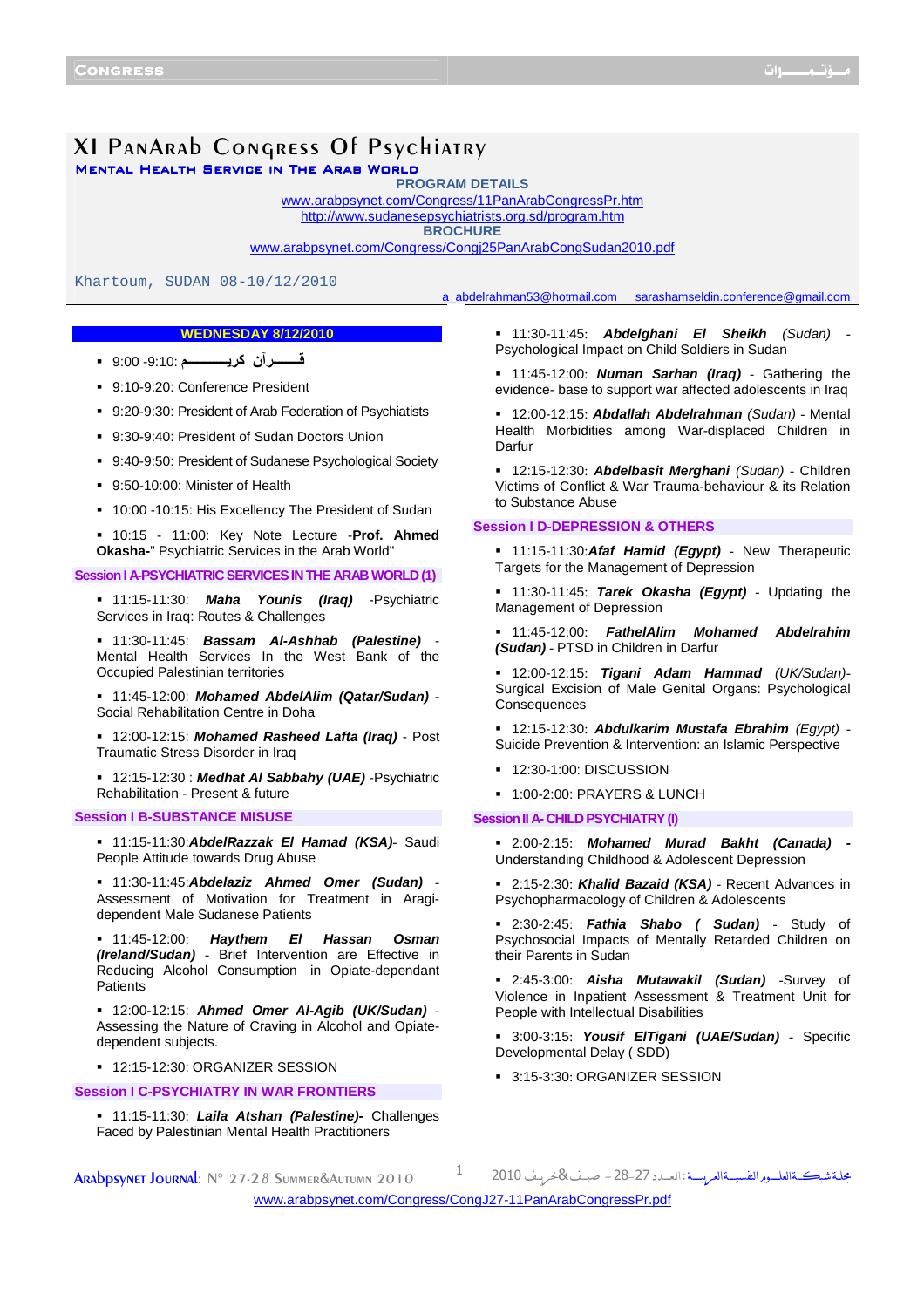# XI PanArab Congress Of Psychiatry

## Mental Health Service in The Arab World

**PROGRAM DETAILS**

www.arabpsynet.com/Congress/11PanArabCongressPr.htm
http://www.sudanesepsychiatrists.org.sd/program.htm

**BROCHURE**

www.arabpsynet.com/Congress/Congj25PanArabCongSudan2010.pdf

Khartoum, SUDAN 08-10/12/2010

a_abdelrahman53@hotmail.com sarashamseldin.conference@gmail.com

### WEDNESDAY 8/12/2010

- 9:00 -9:10: قـــــرآن كريـــــــم
- 9:10-9:20: Conference President
- 9:20-9:30: President of Arab Federation of Psychiatists
- 9:30-9:40: President of Sudan Doctors Union
- 9:40-9:50: President of Sudanese Psychological Society
- 9:50-10:00: Minister of Health
- 10:00 -10:15: His Excellency The President of Sudan
- 10:15 - 11:00: Key Note Lecture -**Prof. Ahmed Okasha**-" Psychiatric Services in the Arab World"

### Session I A-PSYCHIATRIC SERVICES IN THE ARAB WORLD (1)

- 11:15-11:30: ***Maha Younis (Iraq)*** -Psychiatric Services in Iraq: Routes & Challenges
- 11:30-11:45: ***Bassam Al-Ashhab (Palestine)*** - Mental Health Services In the West Bank of the Occupied Palestinian territories
- 11:45-12:00: ***Mohamed AbdelAlim (Qatar/Sudan)*** - Social Rehabilitation Centre in Doha
- 12:00-12:15: ***Mohamed Rasheed Lafta (Iraq)*** - Post Traumatic Stress Disorder in Iraq
- 12:15-12:30 : ***Medhat Al Sabbahy (UAE)*** -Psychiatric Rehabilitation - Present & future

### Session I B-SUBSTANCE MISUSE

- 11:15-11:30:***AbdelRazzak El Hamad (KSA)***- Saudi People Attitude towards Drug Abuse
- 11:30-11:45:***Abdelaziz Ahmed Omer (Sudan)*** - Assessment of Motivation for Treatment in Aragi-dependent Male Sudanese Patients
- 11:45-12:00: ***Haythem El Hassan Osman (Ireland/Sudan)*** - Brief Intervention are Effective in Reducing Alcohol Consumption in Opiate-dependant Patients
- 12:00-12:15: ***Ahmed Omer Al-Agib (UK/Sudan)*** - Assessing the Nature of Craving in Alcohol and Opiate-dependent subjects.
- 12:15-12:30: ORGANIZER SESSION

### Session I C-PSYCHIATRY IN WAR FRONTIERS

- 11:15-11:30: ***Laila Atshan (Palestine)***- Challenges Faced by Palestinian Mental Health Practitioners
- 11:30-11:45: ***Abdelghani El Sheikh*** *(Sudan)* - Psychological Impact on Child Soldiers in Sudan
- 11:45-12:00: ***Numan Sarhan (Iraq)*** - Gathering the evidence- base to support war affected adolescents in Iraq
- 12:00-12:15: ***Abdallah Abdelrahman*** *(Sudan)* - Mental Health Morbidities among War-displaced Children in Darfur
- 12:15-12:30: ***Abdelbasit Merghani*** *(Sudan)* - Children Victims of Conflict & War Trauma-behaviour & its Relation to Substance Abuse

### Session I D-DEPRESSION & OTHERS

- 11:15-11:30:***Afaf Hamid (Egypt)*** - New Therapeutic Targets for the Management of Depression
- 11:30-11:45: ***Tarek Okasha (Egypt)*** - Updating the Management of Depression
- 11:45-12:00: ***FathelAlim Mohamed Abdelrahim (Sudan)*** - PTSD in Children in Darfur
- 12:00-12:15: ***Tigani Adam Hammad*** *(UK/Sudan)*- Surgical Excision of Male Genital Organs: Psychological Consequences
- 12:15-12:30: ***Abdulkarim Mustafa Ebrahim*** *(Egypt)* - Suicide Prevention & Intervention: an Islamic Perspective
- 12:30-1:00: DISCUSSION
- 1:00-2:00: PRAYERS & LUNCH

### Session II A- CHILD PSYCHIATRY (I)

- 2:00-2:15: ***Mohamed Murad Bakht (Canada)*** - Understanding Childhood & Adolescent Depression
- 2:15-2:30: ***Khalid Bazaid (KSA)*** - Recent Advances in Psychopharmacology of Children & Adolescents
- 2:30-2:45: ***Fathia Shabo ( Sudan)*** - Study of Psychosocial Impacts of Mentally Retarded Children on their Parents in Sudan
- 2:45-3:00: ***Aisha Mutawakil (Sudan)*** -Survey of Violence in Inpatient Assessment & Treatment Unit for People with Intellectual Disabilities
- 3:00-3:15: ***Yousif ElTigani (UAE/Sudan)*** - Specific Developmental Delay ( SDD)
- 3:15-3:30: ORGANIZER SESSION

www.arabpsynet.com/Congress/CongJ27-11PanArabCongressPr.pdf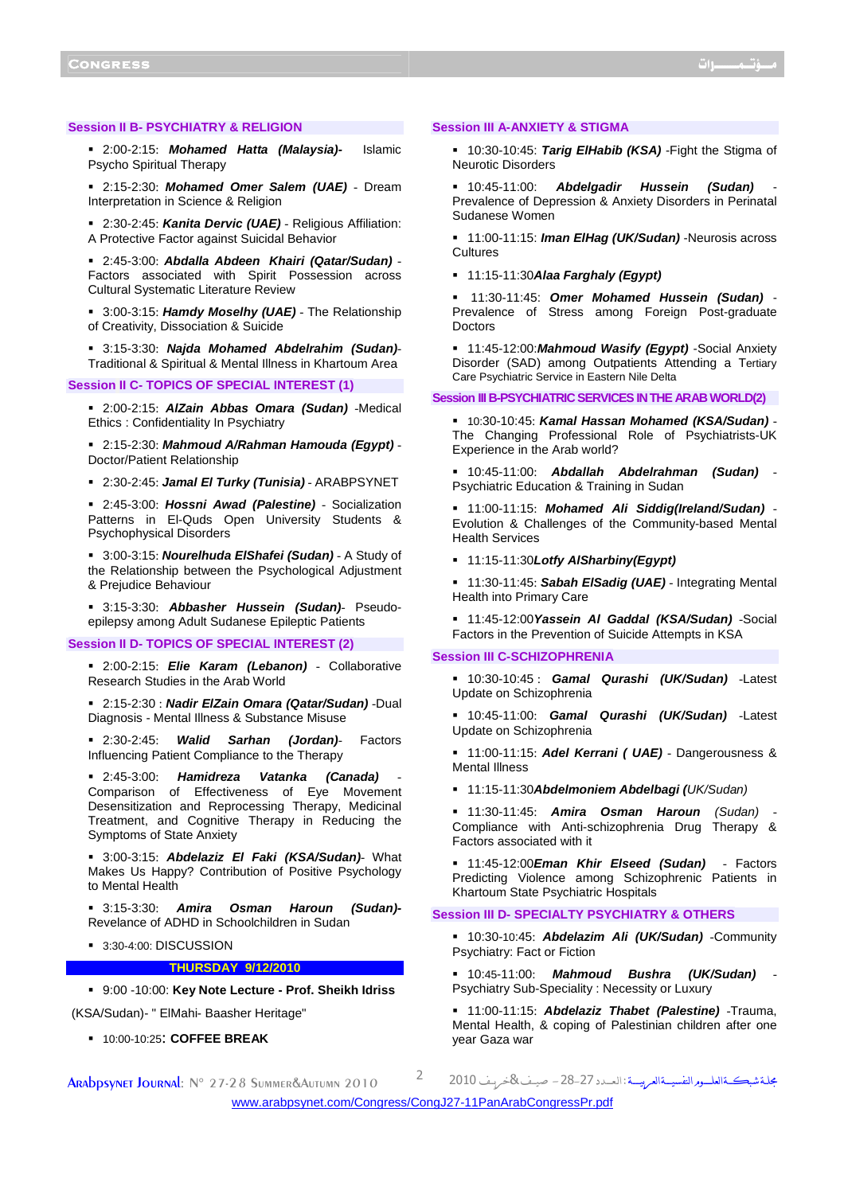## Session II B- PSYCHIATRY & RELIGION

- 2:00-2:15: ***Mohamed Hatta (Malaysia)***- Islamic Psycho Spiritual Therapy
- 2:15-2:30: ***Mohamed Omer Salem (UAE)*** - Dream Interpretation in Science & Religion
- 2:30-2:45: ***Kanita Dervic (UAE)*** - Religious Affiliation: A Protective Factor against Suicidal Behavior
- 2:45-3:00: ***Abdalla Abdeen Khairi (Qatar/Sudan)*** - Factors associated with Spirit Possession across Cultural Systematic Literature Review
- 3:00-3:15: ***Hamdy Moselhy (UAE)*** - The Relationship of Creativity, Dissociation & Suicide
- 3:15-3:30: ***Najda Mohamed Abdelrahim (Sudan)***- Traditional & Spiritual & Mental Illness in Khartoum Area

## Session II C- TOPICS OF SPECIAL INTEREST (1)

- 2:00-2:15: ***AlZain Abbas Omara (Sudan)*** -Medical Ethics : Confidentiality In Psychiatry
- 2:15-2:30: ***Mahmoud A/Rahman Hamouda (Egypt)*** - Doctor/Patient Relationship
- 2:30-2:45: ***Jamal El Turky (Tunisia)*** - ARABPSYNET
- 2:45-3:00: ***Hossni Awad (Palestine)*** - Socialization Patterns in El-Quds Open University Students & Psychophysical Disorders
- 3:00-3:15: ***Nourelhuda ElShafei (Sudan)*** - A Study of the Relationship between the Psychological Adjustment & Prejudice Behaviour
- 3:15-3:30: ***Abbasher Hussein (Sudan)***- Pseudo-epilepsy among Adult Sudanese Epileptic Patients

## Session II D- TOPICS OF SPECIAL INTEREST (2)

- 2:00-2:15: ***Elie Karam (Lebanon)*** - Collaborative Research Studies in the Arab World
- 2:15-2:30 : ***Nadir ElZain Omara (Qatar/Sudan)*** -Dual Diagnosis - Mental Illness & Substance Misuse
- 2:30-2:45: ***Walid Sarhan (Jordan)***- Factors Influencing Patient Compliance to the Therapy
- 2:45-3:00: ***Hamidreza Vatanka (Canada)*** - Comparison of Effectiveness of Eye Movement Desensitization and Reprocessing Therapy, Medicinal Treatment, and Cognitive Therapy in Reducing the Symptoms of State Anxiety
- 3:00-3:15: ***Abdelaziz El Faki (KSA/Sudan)***- What Makes Us Happy? Contribution of Positive Psychology to Mental Health
- 3:15-3:30: ***Amira Osman Haroun (Sudan)***- Revelance of ADHD in Schoolchildren in Sudan
- 3:30-4:00: DISCUSSION

## THURSDAY 9/12/2010

- 9:00 -10:00: **Key Note Lecture - Prof. Sheikh Idriss**

(KSA/Sudan)- " ElMahi- Baasher Heritage"

- 10:00-10:25: **COFFEE BREAK**

## Session III A-ANXIETY & STIGMA

- 10:30-10:45: ***Tarig ElHabib (KSA)*** -Fight the Stigma of Neurotic Disorders
- 10:45-11:00: ***Abdelgadir Hussein (Sudan)*** - Prevalence of Depression & Anxiety Disorders in Perinatal Sudanese Women
- 11:00-11:15: ***Iman ElHag (UK/Sudan)*** -Neurosis across Cultures
- 11:15-11:30***Alaa Farghaly (Egypt)***
- 11:30-11:45: ***Omer Mohamed Hussein (Sudan)*** - Prevalence of Stress among Foreign Post-graduate Doctors
- 11:45-12:00:***Mahmoud Wasify (Egypt)*** -Social Anxiety Disorder (SAD) among Outpatients Attending a Tertiary Care Psychiatric Service in Eastern Nile Delta

## Session III B-PSYCHIATRIC SERVICES IN THE ARAB WORLD(2)

- 10:30-10:45: ***Kamal Hassan Mohamed (KSA/Sudan)*** - The Changing Professional Role of Psychiatrists-UK Experience in the Arab world?
- 10:45-11:00: ***Abdallah Abdelrahman (Sudan)*** - Psychiatric Education & Training in Sudan
- 11:00-11:15: ***Mohamed Ali Siddig(Ireland/Sudan)*** - Evolution & Challenges of the Community-based Mental Health Services
- 11:15-11:30***Lotfy AlSharbiny(Egypt)***
- 11:30-11:45: ***Sabah ElSadig (UAE)*** - Integrating Mental Health into Primary Care
- 11:45-12:00***Yassein Al Gaddal (KSA/Sudan)*** -Social Factors in the Prevention of Suicide Attempts in KSA

## Session III C-SCHIZOPHRENIA

- 10:30-10:45 : ***Gamal Qurashi (UK/Sudan)*** -Latest Update on Schizophrenia
- 10:45-11:00: ***Gamal Qurashi (UK/Sudan)*** -Latest Update on Schizophrenia
- 11:00-11:15: ***Adel Kerrani ( UAE)*** - Dangerousness & Mental Illness
- 11:15-11:30***Abdelmoniem Abdelbagi (****UK/Sudan)*
- 11:30-11:45: ***Amira Osman Haroun*** *(Sudan)* - Compliance with Anti-schizophrenia Drug Therapy & Factors associated with it
- 11:45-12:00***Eman Khir Elseed (Sudan)*** - Factors Predicting Violence among Schizophrenic Patients in Khartoum State Psychiatric Hospitals

## Session III D- SPECIALTY PSYCHIATRY & OTHERS

- 10:30-10:45: ***Abdelazim Ali (UK/Sudan)*** -Community Psychiatry: Fact or Fiction
- 10:45-11:00: ***Mahmoud Bushra (UK/Sudan)*** - Psychiatry Sub-Speciality : Necessity or Luxury
- 11:00-11:15: ***Abdelaziz Thabet (Palestine)*** -Trauma, Mental Health, & coping of Palestinian children after one year Gaza war

www.arabpsynet.com/Congress/CongJ27-11PanArabCongressPr.pdf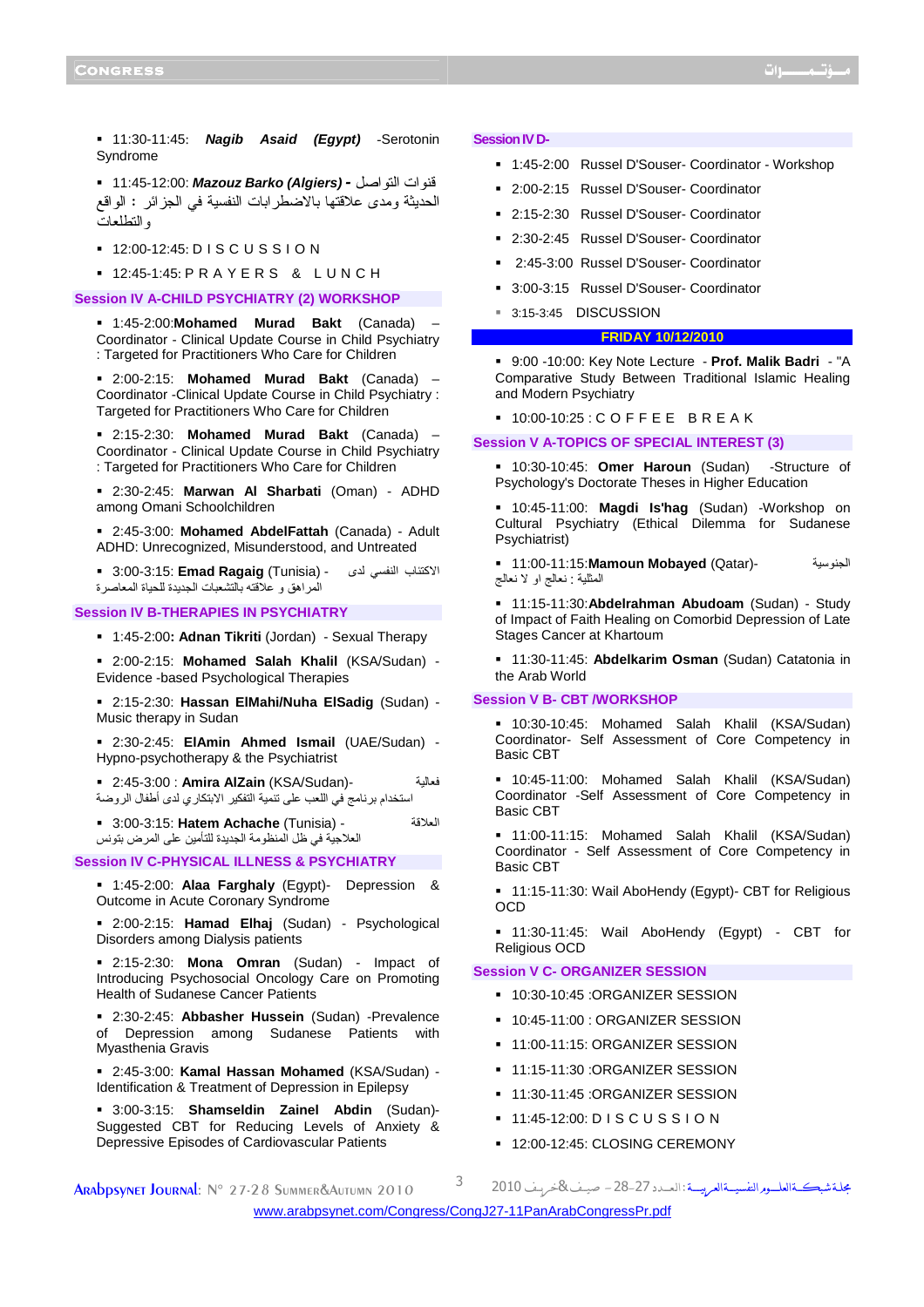- 11:30-11:45: ***Nagib Asaid (Egypt)*** -Serotonin Syndrome
- 11:45-12:00: ***Mazouz Barko (Algiers) -*** قنوات التواصل الحديثة ومدى علاقتها بالاضطرابات النفسية في الجزائر : الواقع والتطلعات
- 12:00-12:45: D I S C U S S I O N
- 12:45-1:45: P R A Y E R S & L U N C H

### Session IV A-CHILD PSYCHIATRY (2) WORKSHOP

- 1:45-2:00:**Mohamed Murad Bakt** (Canada) – Coordinator - Clinical Update Course in Child Psychiatry : Targeted for Practitioners Who Care for Children
- 2:00-2:15: **Mohamed Murad Bakt** (Canada) – Coordinator -Clinical Update Course in Child Psychiatry : Targeted for Practitioners Who Care for Children
- 2:15-2:30: **Mohamed Murad Bakt** (Canada) – Coordinator - Clinical Update Course in Child Psychiatry : Targeted for Practitioners Who Care for Children
- 2:30-2:45: **Marwan Al Sharbati** (Oman) - ADHD among Omani Schoolchildren
- 2:45-3:00: **Mohamed AbdelFattah** (Canada) - Adult ADHD: Unrecognized, Misunderstood, and Untreated
- 3:00-3:15: **Emad Ragaig** (Tunisia) - الاكتئاب النفسي لدى المراهق و علاقته بالتشعبات الجديدة للحياة المعاصرة

### Session IV B-THERAPIES IN PSYCHIATRY

- 1:45-2:00**: Adnan Tikriti** (Jordan) - Sexual Therapy
- 2:00-2:15: **Mohamed Salah Khalil** (KSA/Sudan) - Evidence -based Psychological Therapies
- 2:15-2:30: **Hassan ElMahi/Nuha ElSadig** (Sudan) - Music therapy in Sudan
- 2:30-2:45: **ElAmin Ahmed Ismail** (UAE/Sudan) - Hypno-psychotherapy & the Psychiatrist
- 2:45-3:00 : **Amira AlZain** (KSA/Sudan)- فعالية استخدام برنامج في اللعب على تنمية التفكير الابتكاري لدى أطفال الروضة
- 3:00-3:15: **Hatem Achache** (Tunisia) - العلاقة العلاجية في ظل المنظومة الجديدة للتأمين على المرض بتونس

### Session IV C-PHYSICAL ILLNESS & PSYCHIATRY

- 1:45-2:00: **Alaa Farghaly** (Egypt)- Depression & Outcome in Acute Coronary Syndrome
- 2:00-2:15: **Hamad Elhaj** (Sudan) - Psychological Disorders among Dialysis patients
- 2:15-2:30: **Mona Omran** (Sudan) - Impact of Introducing Psychosocial Oncology Care on Promoting Health of Sudanese Cancer Patients
- 2:30-2:45: **Abbasher Hussein** (Sudan) -Prevalence of Depression among Sudanese Patients with Myasthenia Gravis
- 2:45-3:00: **Kamal Hassan Mohamed** (KSA/Sudan) - Identification & Treatment of Depression in Epilepsy
- 3:00-3:15: **Shamseldin Zainel Abdin** (Sudan)- Suggested CBT for Reducing Levels of Anxiety & Depressive Episodes of Cardiovascular Patients

### Session IV D-

- 1:45-2:00 Russel D'Souser- Coordinator - Workshop
- 2:00-2:15 Russel D'Souser- Coordinator
- 2:15-2:30 Russel D'Souser- Coordinator
- 2:30-2:45 Russel D'Souser- Coordinator
- 2:45-3:00 Russel D'Souser- Coordinator
- 3:00-3:15 Russel D'Souser- Coordinator
- 3:15-3:45 DISCUSSION

## FRIDAY 10/12/2010

- 9:00 -10:00: Key Note Lecture - **Prof. Malik Badri** - "A Comparative Study Between Traditional Islamic Healing and Modern Psychiatry
- 10:00-10:25 : C O F F E E B R E A K

### Session V A-TOPICS OF SPECIAL INTEREST (3)

- 10:30-10:45: **Omer Haroun** (Sudan) -Structure of Psychology's Doctorate Theses in Higher Education
- 10:45-11:00: **Magdi Is'hag** (Sudan) -Workshop on Cultural Psychiatry (Ethical Dilemma for Sudanese Psychiatrist)
- 11:00-11:15:**Mamoun Mobayed** (Qatar)- الجنوسية المثلية : نعالج أو لا نعالج
- 11:15-11:30:**Abdelrahman Abudoam** (Sudan) - Study of Impact of Faith Healing on Comorbid Depression of Late Stages Cancer at Khartoum
- 11:30-11:45: **Abdelkarim Osman** (Sudan) Catatonia in the Arab World

### Session V B- CBT /WORKSHOP

- 10:30-10:45: Mohamed Salah Khalil (KSA/Sudan) Coordinator- Self Assessment of Core Competency in Basic CBT
- 10:45-11:00: Mohamed Salah Khalil (KSA/Sudan) Coordinator -Self Assessment of Core Competency in Basic CBT
- 11:00-11:15: Mohamed Salah Khalil (KSA/Sudan) Coordinator - Self Assessment of Core Competency in Basic CBT
- 11:15-11:30: Wail AboHendy (Egypt)- CBT for Religious OCD
- 11:30-11:45: Wail AboHendy (Egypt) - CBT for Religious OCD

### Session V C- ORGANIZER SESSION

- 10:30-10:45 :ORGANIZER SESSION
- 10:45-11:00 : ORGANIZER SESSION
- 11:00-11:15: ORGANIZER SESSION
- 11:15-11:30 :ORGANIZER SESSION
- 11:30-11:45 :ORGANIZER SESSION
- 11:45-12:00: D I S C U S S I O N
- 12:00-12:45: CLOSING CEREMONY

www.arabpsynet.com/Congress/CongJ27-11PanArabCongressPr.pdf